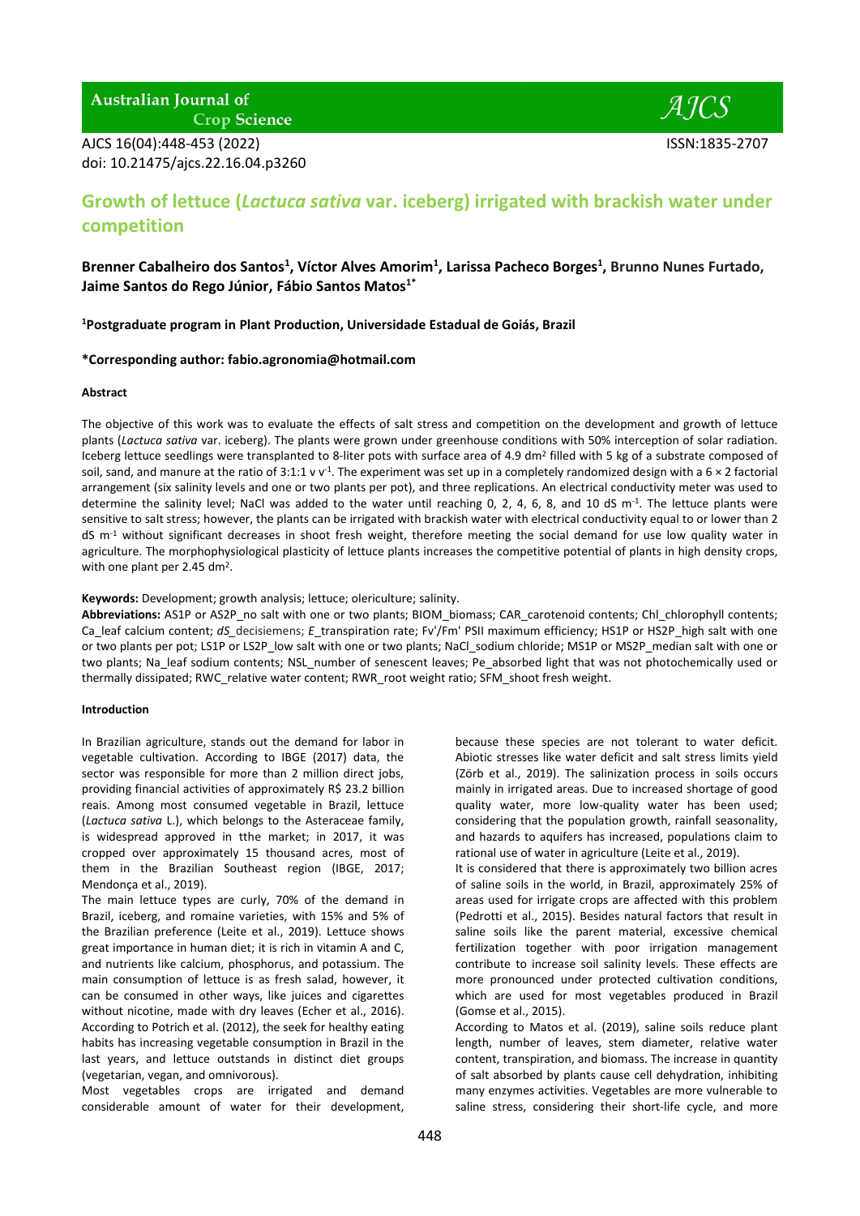# Growth of lettuce (*Lactuca sativa* var. iceberg) irrigated with brackish water under competition

**Brenner Cabalheiro dos Santos[1], Víctor Alves Amorim[1], Larissa Pacheco Borges[1], Brunno Nunes Furtado, Jaime Santos do Rego Júnior, Fábio Santos Matos[1*]**

**[1]Postgraduate program in Plant Production, Universidade Estadual de Goiás, Brazil**

**\*Corresponding author: fabio.agronomia@hotmail.com**

**Abstract**

The objective of this work was to evaluate the effects of salt stress and competition on the development and growth of lettuce plants (*Lactuca sativa* var. iceberg). The plants were grown under greenhouse conditions with 50% interception of solar radiation. Iceberg lettuce seedlings were transplanted to 8-liter pots with surface area of 4.9 $dm^2$ filled with 5 kg of a substrate composed of soil, sand, and manure at the ratio of 3:1:1 v $v^{-1}$. The experiment was set up in a completely randomized design with a 6 × 2 factorial arrangement (six salinity levels and one or two plants per pot), and three replications. An electrical conductivity meter was used to determine the salinity level; NaCl was added to the water until reaching 0, 2, 4, 6, 8, and 10 dS $m^{-1}$. The lettuce plants were sensitive to salt stress; however, the plants can be irrigated with brackish water with electrical conductivity equal to or lower than 2 dS $m^{-1}$ without significant decreases in shoot fresh weight, therefore meeting the social demand for use low quality water in agriculture. The morphophysiological plasticity of lettuce plants increases the competitive potential of plants in high density crops, with one plant per 2.45 $dm^2$.

**Keywords:** Development; growth analysis; lettuce; olericulture; salinity.

**Abbreviations:** AS1P or AS2P_no salt with one or two plants; BIOM_biomass; CAR_carotenoid contents; Chl_chlorophyll contents; Ca_leaf calcium content; *dS*_decisiemens; *E*_transpiration rate; Fv'/Fm' PSII maximum efficiency; HS1P or HS2P_high salt with one or two plants per pot; LS1P or LS2P_low salt with one or two plants; NaCl_sodium chloride; MS1P or MS2P_median salt with one or two plants; Na_leaf sodium contents; NSL_number of senescent leaves; Pe_absorbed light that was not photochemically used or thermally dissipated; RWC_relative water content; RWR_root weight ratio; SFM_shoot fresh weight.

**Introduction**

In Brazilian agriculture, stands out the demand for labor in vegetable cultivation. According to IBGE (2017) data, the sector was responsible for more than 2 million direct jobs, providing financial activities of approximately R$ 23.2 billion reais. Among most consumed vegetable in Brazil, lettuce (*Lactuca sativa* L.), which belongs to the Asteraceae family, is widespread approved in tthe market; in 2017, it was cropped over approximately 15 thousand acres, most of them in the Brazilian Southeast region (IBGE, 2017; Mendonça et al., 2019).

The main lettuce types are curly, 70% of the demand in Brazil, iceberg, and romaine varieties, with 15% and 5% of the Brazilian preference (Leite et al., 2019). Lettuce shows great importance in human diet; it is rich in vitamin A and C, and nutrients like calcium, phosphorus, and potassium. The main consumption of lettuce is as fresh salad, however, it can be consumed in other ways, like juices and cigarettes without nicotine, made with dry leaves (Echer et al., 2016). According to Potrich et al. (2012), the seek for healthy eating habits has increasing vegetable consumption in Brazil in the last years, and lettuce outstands in distinct diet groups (vegetarian, vegan, and omnivorous).

Most vegetables crops are irrigated and demand considerable amount of water for their development, because these species are not tolerant to water deficit. Abiotic stresses like water deficit and salt stress limits yield (Zörb et al., 2019). The salinization process in soils occurs mainly in irrigated areas. Due to increased shortage of good quality water, more low-quality water has been used; considering that the population growth, rainfall seasonality, and hazards to aquifers has increased, populations claim to rational use of water in agriculture (Leite et al., 2019).

It is considered that there is approximately two billion acres of saline soils in the world, in Brazil, approximately 25% of areas used for irrigate crops are affected with this problem (Pedrotti et al., 2015). Besides natural factors that result in saline soils like the parent material, excessive chemical fertilization together with poor irrigation management contribute to increase soil salinity levels. These effects are more pronounced under protected cultivation conditions, which are used for most vegetables produced in Brazil (Gomse et al., 2015).

According to Matos et al. (2019), saline soils reduce plant length, number of leaves, stem diameter, relative water content, transpiration, and biomass. The increase in quantity of salt absorbed by plants cause cell dehydration, inhibiting many enzymes activities. Vegetables are more vulnerable to saline stress, considering their short-life cycle, and more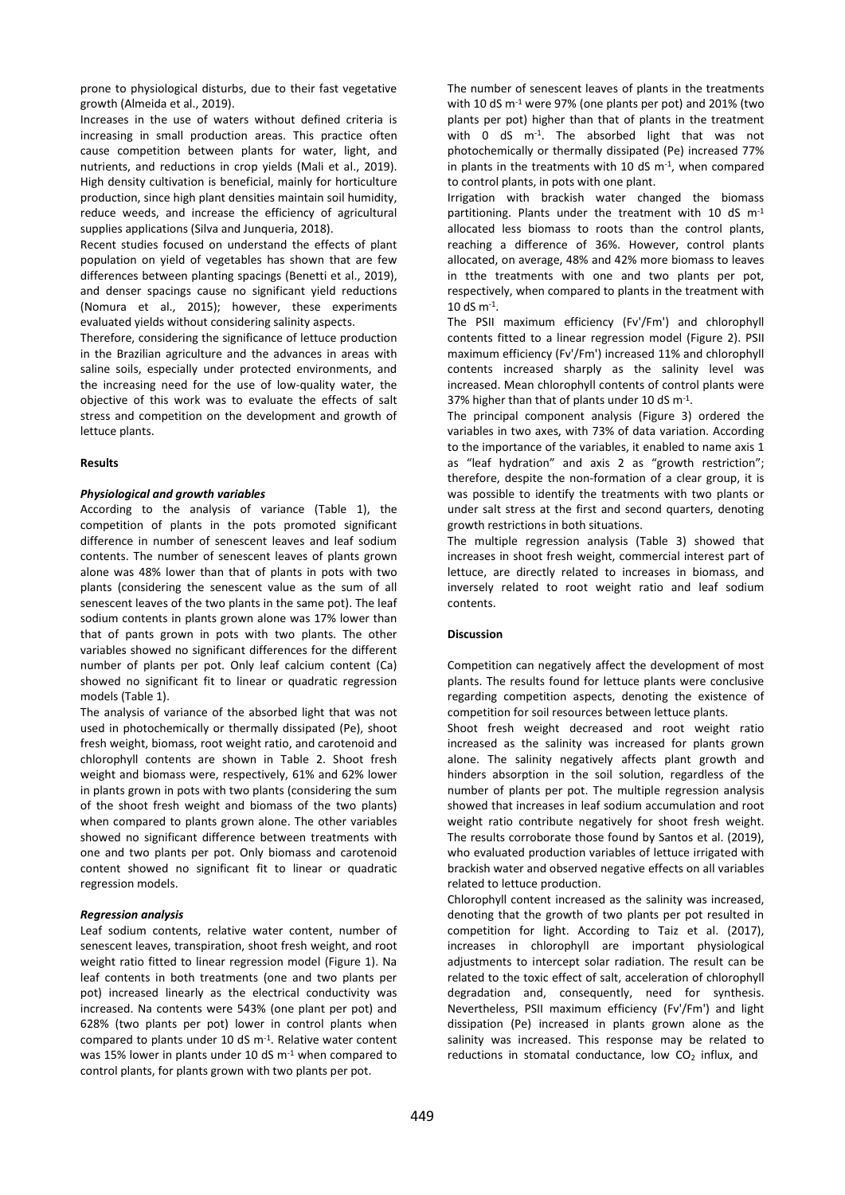prone to physiological disturbs, due to their fast vegetative growth (Almeida et al., 2019).

Increases in the use of waters without defined criteria is increasing in small production areas. This practice often cause competition between plants for water, light, and nutrients, and reductions in crop yields (Mali et al., 2019). High density cultivation is beneficial, mainly for horticulture production, since high plant densities maintain soil humidity, reduce weeds, and increase the efficiency of agricultural supplies applications (Silva and Junqueria, 2018).

Recent studies focused on understand the effects of plant population on yield of vegetables has shown that are few differences between planting spacings (Benetti et al., 2019), and denser spacings cause no significant yield reductions (Nomura et al., 2015); however, these experiments evaluated yields without considering salinity aspects.

Therefore, considering the significance of lettuce production in the Brazilian agriculture and the advances in areas with saline soils, especially under protected environments, and the increasing need for the use of low-quality water, the objective of this work was to evaluate the effects of salt stress and competition on the development and growth of lettuce plants.

## Results

### *Physiological and growth variables*

According to the analysis of variance (Table 1), the competition of plants in the pots promoted significant difference in number of senescent leaves and leaf sodium contents. The number of senescent leaves of plants grown alone was 48% lower than that of plants in pots with two plants (considering the senescent value as the sum of all senescent leaves of the two plants in the same pot). The leaf sodium contents in plants grown alone was 17% lower than that of pants grown in pots with two plants. The other variables showed no significant differences for the different number of plants per pot. Only leaf calcium content (Ca) showed no significant fit to linear or quadratic regression models (Table 1).

The analysis of variance of the absorbed light that was not used in photochemically or thermally dissipated (Pe), shoot fresh weight, biomass, root weight ratio, and carotenoid and chlorophyll contents are shown in Table 2. Shoot fresh weight and biomass were, respectively, 61% and 62% lower in plants grown in pots with two plants (considering the sum of the shoot fresh weight and biomass of the two plants) when compared to plants grown alone. The other variables showed no significant difference between treatments with one and two plants per pot. Only biomass and carotenoid content showed no significant fit to linear or quadratic regression models.

### *Regression analysis*

Leaf sodium contents, relative water content, number of senescent leaves, transpiration, shoot fresh weight, and root weight ratio fitted to linear regression model (Figure 1). Na leaf contents in both treatments (one and two plants per pot) increased linearly as the electrical conductivity was increased. Na contents were 543% (one plant per pot) and 628% (two plants per pot) lower in control plants when compared to plants under 10 dS $m^{-1}$. Relative water content was 15% lower in plants under 10 dS $m^{-1}$ when compared to control plants, for plants grown with two plants per pot.

The number of senescent leaves of plants in the treatments with 10 dS $m^{-1}$ were 97% (one plants per pot) and 201% (two plants per pot) higher than that of plants in the treatment with 0 dS $m^{-1}$. The absorbed light that was not photochemically or thermally dissipated (Pe) increased 77% in plants in the treatments with 10 dS $m^{-1}$, when compared to control plants, in pots with one plant.

Irrigation with brackish water changed the biomass partitioning. Plants under the treatment with 10 dS $m^{-1}$ allocated less biomass to roots than the control plants, reaching a difference of 36%. However, control plants allocated, on average, 48% and 42% more biomass to leaves in tthe treatments with one and two plants per pot, respectively, when compared to plants in the treatment with 10 dS $m^{-1}$.

The PSII maximum efficiency (Fv'/Fm') and chlorophyll contents fitted to a linear regression model (Figure 2). PSII maximum efficiency (Fv'/Fm') increased 11% and chlorophyll contents increased sharply as the salinity level was increased. Mean chlorophyll contents of control plants were 37% higher than that of plants under 10 dS $m^{-1}$.

The principal component analysis (Figure 3) ordered the variables in two axes, with 73% of data variation. According to the importance of the variables, it enabled to name axis 1 as "leaf hydration" and axis 2 as "growth restriction"; therefore, despite the non-formation of a clear group, it is was possible to identify the treatments with two plants or under salt stress at the first and second quarters, denoting growth restrictions in both situations.

The multiple regression analysis (Table 3) showed that increases in shoot fresh weight, commercial interest part of lettuce, are directly related to increases in biomass, and inversely related to root weight ratio and leaf sodium contents.

## Discussion

Competition can negatively affect the development of most plants. The results found for lettuce plants were conclusive regarding competition aspects, denoting the existence of competition for soil resources between lettuce plants.

Shoot fresh weight decreased and root weight ratio increased as the salinity was increased for plants grown alone. The salinity negatively affects plant growth and hinders absorption in the soil solution, regardless of the number of plants per pot. The multiple regression analysis showed that increases in leaf sodium accumulation and root weight ratio contribute negatively for shoot fresh weight. The results corroborate those found by Santos et al. (2019), who evaluated production variables of lettuce irrigated with brackish water and observed negative effects on all variables related to lettuce production.

Chlorophyll content increased as the salinity was increased, denoting that the growth of two plants per pot resulted in competition for light. According to Taiz et al. (2017), increases in chlorophyll are important physiological adjustments to intercept solar radiation. The result can be related to the toxic effect of salt, acceleration of chlorophyll degradation and, consequently, need for synthesis. Nevertheless, PSII maximum efficiency (Fv'/Fm') and light dissipation (Pe) increased in plants grown alone as the salinity was increased. This response may be related to reductions in stomatal conductance, low $CO_2$ influx, and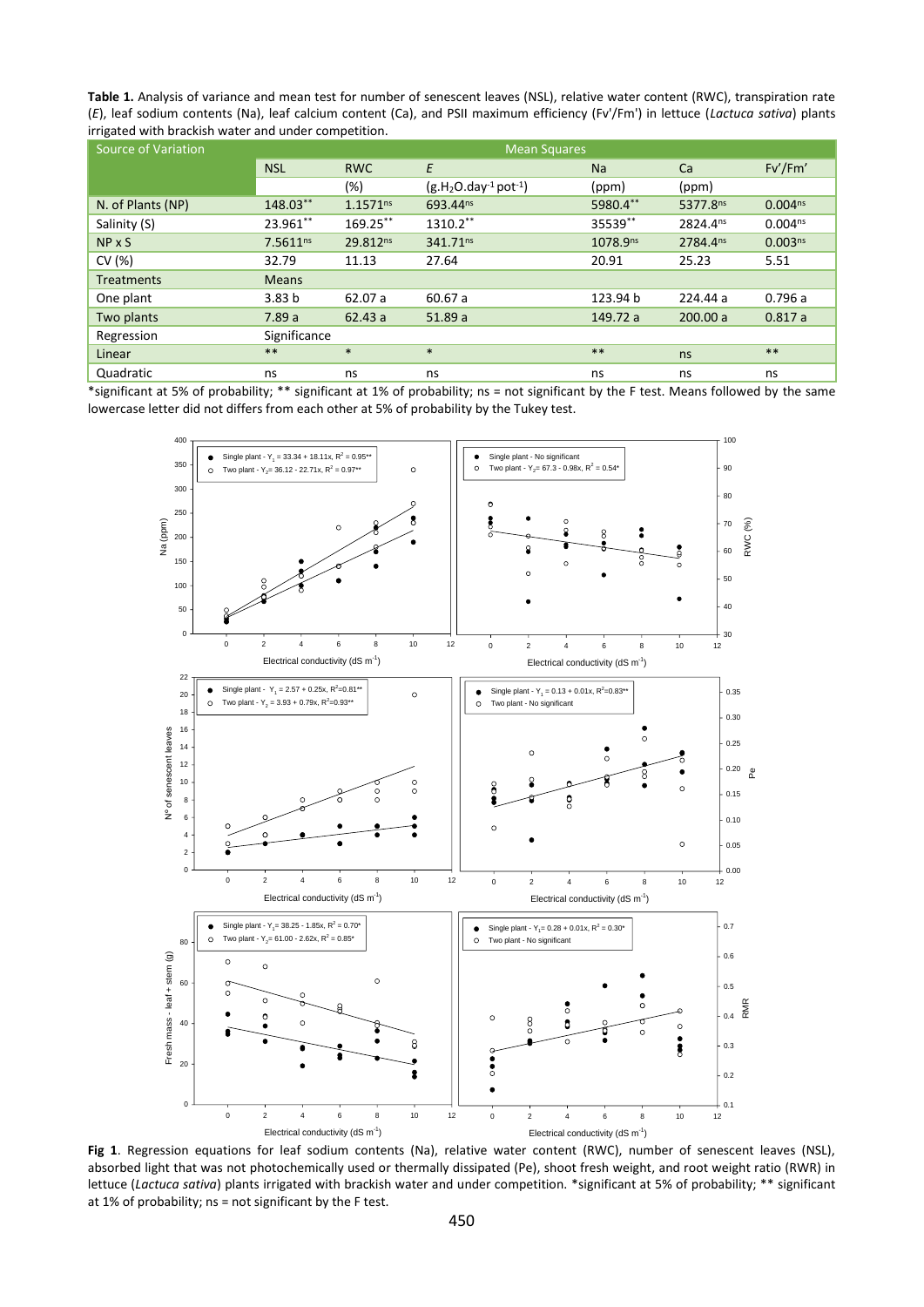**Table 1.** Analysis of variance and mean test for number of senescent leaves (NSL), relative water content (RWC), transpiration rate (*E*), leaf sodium contents (Na), leaf calcium content (Ca), and PSII maximum efficiency (Fv'/Fm') in lettuce (*Lactuca sativa*) plants irrigated with brackish water and under competition.

| Source of Variation | Mean Squares | | | | | |
|---|---|---|---|---|---|---|
| | NSL | RWC | *E* | Na | Ca | Fv'/Fm' |
| | | (%) | ($g.H_2O.day^{-1}pot^{-1}$) | (ppm) | (ppm) | |
| N. of Plants (NP) | 148.03** | 1.1571ns | 693.44ns | 5980.4** | 5377.8ns | 0.004ns |
| Salinity (S) | 23.961** | 169.25** | 1310.2** | 35539** | 2824.4ns | 0.004ns |
| NP x S | 7.5611ns | 29.812ns | 341.71ns | 1078.9ns | 2784.4ns | 0.003ns |
| CV (%) | 32.79 | 11.13 | 27.64 | 20.91 | 25.23 | 5.51 |
| Treatments | Means | | | | | |
| One plant | 3.83 b | 62.07 a | 60.67 a | 123.94 b | 224.44 a | 0.796 a |
| Two plants | 7.89 a | 62.43 a | 51.89 a | 149.72 a | 200.00 a | 0.817 a |
| Regression | Significance | | | | | |
| Linear | ** | * | * | ** | ns | ** |
| Quadratic | ns | ns | ns | ns | ns | ns |

*significant at 5% of probability; ** significant at 1% of probability; ns = not significant by the F test. Means followed by the same lowercase letter did not differs from each other at 5% of probability by the Tukey test.

**Fig 1**. Regression equations for leaf sodium contents (Na), relative water content (RWC), number of senescent leaves (NSL), absorbed light that was not photochemically used or thermally dissipated (Pe), shoot fresh weight, and root weight ratio (RWR) in lettuce (*Lactuca sativa*) plants irrigated with brackish water and under competition. *significant at 5% of probability; ** significant at 1% of probability; ns = not significant by the F test.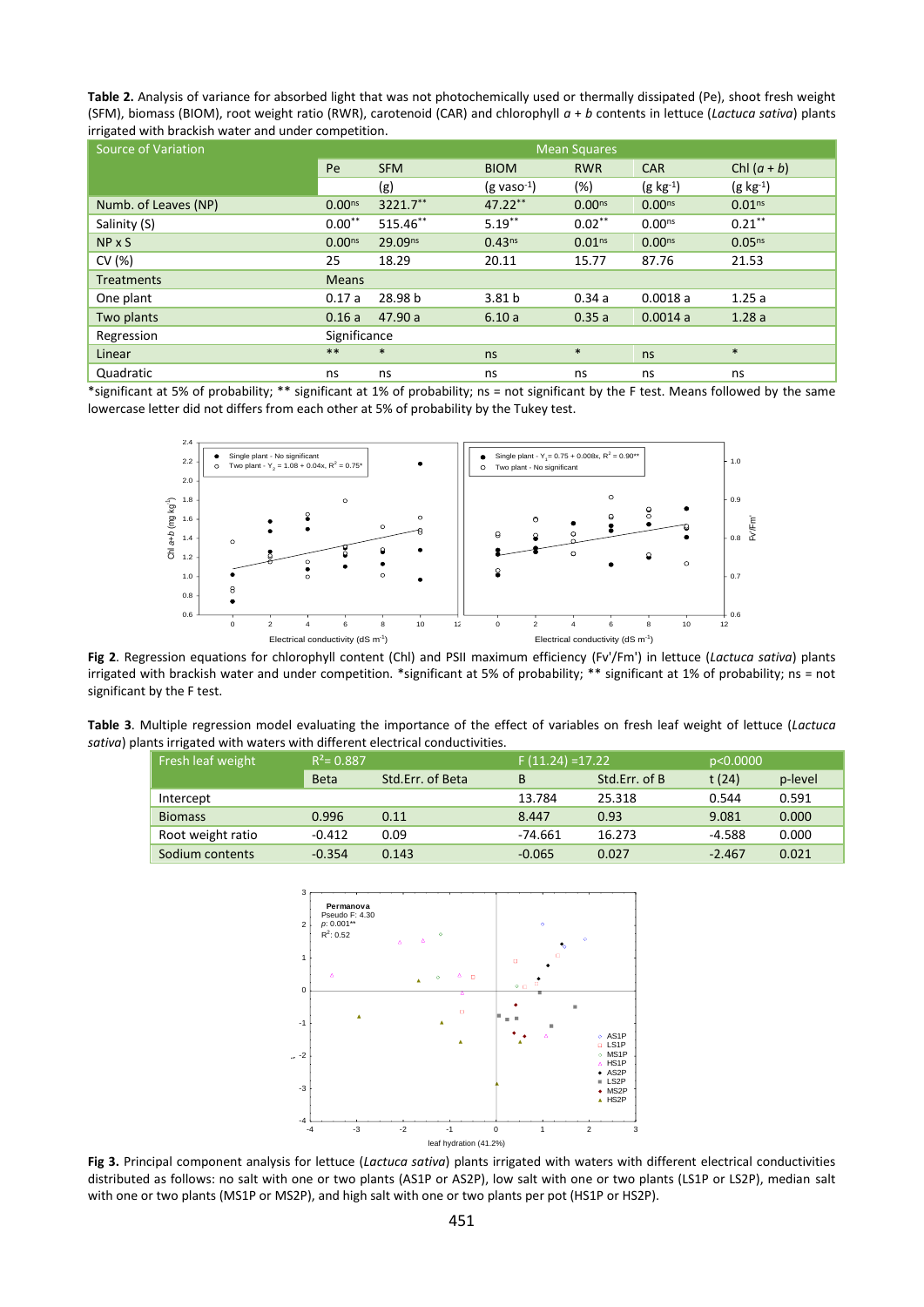**Table 2.** Analysis of variance for absorbed light that was not photochemically used or thermally dissipated (Pe), shoot fresh weight (SFM), biomass (BIOM), root weight ratio (RWR), carotenoid (CAR) and chlorophyll *a* + *b* contents in lettuce (*Lactuca sativa*) plants irrigated with brackish water and under competition.

| Source of Variation | Mean Squares | | | | | |
|---|---|---|---|---|---|---|
| | Pe | SFM | BIOM | RWR | CAR | Chl ($a + b$) |
| | | (g) | (g vaso$^{-1}$) | (%) | (g kg$^{-1}$) | (g kg$^{-1}$) |
| Numb. of Leaves (NP) | 0.00$^{ns}$ | 3221.7$^{**}$ | 47.22$^{**}$ | 0.00$^{ns}$ | 0.00$^{ns}$ | 0.01$^{ns}$ |
| Salinity (S) | 0.00$^{**}$ | 515.46$^{**}$ | 5.19$^{**}$ | 0.02$^{**}$ | 0.00$^{ns}$ | 0.21$^{**}$ |
| NP x S | 0.00$^{ns}$ | 29.09$^{ns}$ | 0.43$^{ns}$ | 0.01$^{ns}$ | 0.00$^{ns}$ | 0.05$^{ns}$ |
| CV (%) | 25 | 18.29 | 20.11 | 15.77 | 87.76 | 21.53 |
| Treatments | Means | | | | | |
| One plant | 0.17 a | 28.98 b | 3.81 b | 0.34 a | 0.0018 a | 1.25 a |
| Two plants | 0.16 a | 47.90 a | 6.10 a | 0.35 a | 0.0014 a | 1.28 a |
| Regression | Significance | | | | | |
| Linear | ** | * | ns | * | ns | * |
| Quadratic | ns | ns | ns | ns | ns | ns |

*significant at 5% of probability; ** significant at 1% of probability; ns = not significant by the F test. Means followed by the same lowercase letter did not differs from each other at 5% of probability by the Tukey test.

**Fig 2**. Regression equations for chlorophyll content (Chl) and PSII maximum efficiency (Fv'/Fm') in lettuce (*Lactuca sativa*) plants irrigated with brackish water and under competition. *significant at 5% of probability; ** significant at 1% of probability; ns = not significant by the F test.

**Table 3**. Multiple regression model evaluating the importance of the effect of variables on fresh leaf weight of lettuce (*Lactuca sativa*) plants irrigated with waters with different electrical conductivities.

| Fresh leaf weight | $R^2$= 0.887 | | F (11.24) =17.22 | | p<0.0000 | |
|---|---|---|---|---|---|---|
| | Beta | Std.Err. of Beta | B | Std.Err. of B | t (24) | p-level |
| Intercept | | | 13.784 | 25.318 | 0.544 | 0.591 |
| Biomass | 0.996 | 0.11 | 8.447 | 0.93 | 9.081 | 0.000 |
| Root weight ratio | -0.412 | 0.09 | -74.661 | 16.273 | -4.588 | 0.000 |
| Sodium contents | -0.354 | 0.143 | -0.065 | 0.027 | -2.467 | 0.021 |

**Fig 3.** Principal component analysis for lettuce (*Lactuca sativa*) plants irrigated with waters with different electrical conductivities distributed as follows: no salt with one or two plants (AS1P or AS2P), low salt with one or two plants (LS1P or LS2P), median salt with one or two plants (MS1P or MS2P), and high salt with one or two plants per pot (HS1P or HS2P).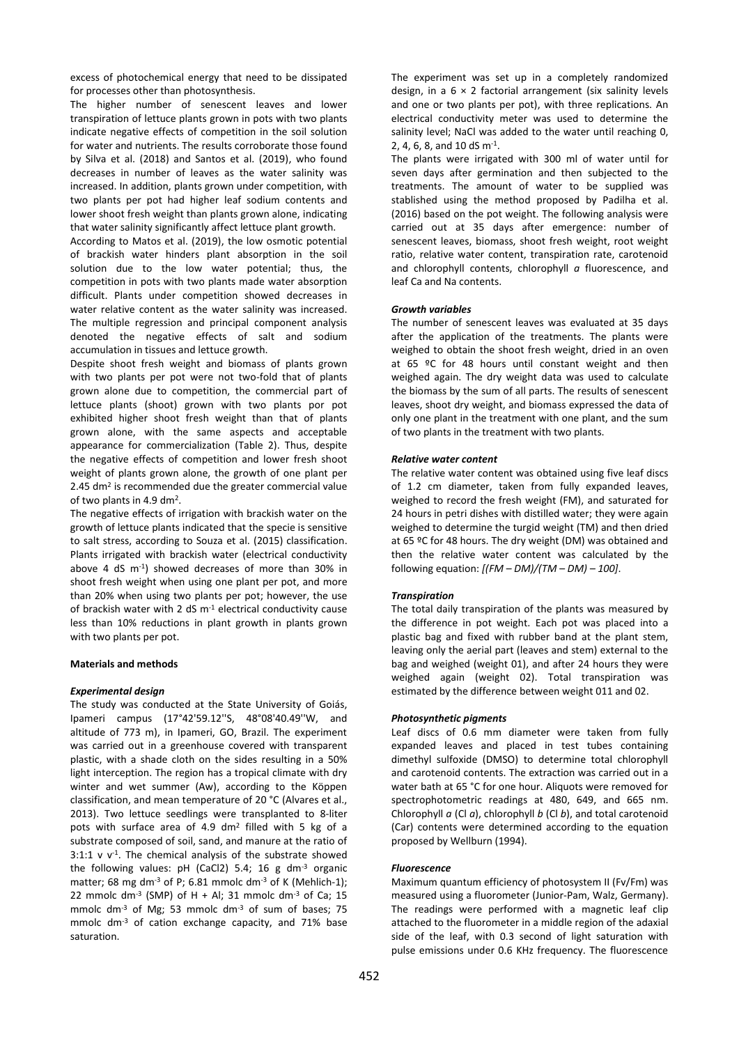excess of photochemical energy that need to be dissipated for processes other than photosynthesis.

The higher number of senescent leaves and lower transpiration of lettuce plants grown in pots with two plants indicate negative effects of competition in the soil solution for water and nutrients. The results corroborate those found by Silva et al. (2018) and Santos et al. (2019), who found decreases in number of leaves as the water salinity was increased. In addition, plants grown under competition, with two plants per pot had higher leaf sodium contents and lower shoot fresh weight than plants grown alone, indicating that water salinity significantly affect lettuce plant growth.

According to Matos et al. (2019), the low osmotic potential of brackish water hinders plant absorption in the soil solution due to the low water potential; thus, the competition in pots with two plants made water absorption difficult. Plants under competition showed decreases in water relative content as the water salinity was increased. The multiple regression and principal component analysis denoted the negative effects of salt and sodium accumulation in tissues and lettuce growth.

Despite shoot fresh weight and biomass of plants grown with two plants per pot were not two-fold that of plants grown alone due to competition, the commercial part of lettuce plants (shoot) grown with two plants por pot exhibited higher shoot fresh weight than that of plants grown alone, with the same aspects and acceptable appearance for commercialization (Table 2). Thus, despite the negative effects of competition and lower fresh shoot weight of plants grown alone, the growth of one plant per 2.45 $dm^2$ is recommended due the greater commercial value of two plants in 4.9 $dm^2$.

The negative effects of irrigation with brackish water on the growth of lettuce plants indicated that the specie is sensitive to salt stress, according to Souza et al. (2015) classification. Plants irrigated with brackish water (electrical conductivity above 4 dS $m^{-1}$) showed decreases of more than 30% in shoot fresh weight when using one plant per pot, and more than 20% when using two plants per pot; however, the use of brackish water with 2 dS $m^{-1}$ electrical conductivity cause less than 10% reductions in plant growth in plants grown with two plants per pot.

## Materials and methods

### *Experimental design*

The study was conducted at the State University of Goiás, Ipameri campus (17°42'59.12''S, 48°08'40.49''W, and altitude of 773 m), in Ipameri, GO, Brazil. The experiment was carried out in a greenhouse covered with transparent plastic, with a shade cloth on the sides resulting in a 50% light interception. The region has a tropical climate with dry winter and wet summer (Aw), according to the Köppen classification, and mean temperature of 20 °C (Alvares et al., 2013). Two lettuce seedlings were transplanted to 8-liter pots with surface area of 4.9 $dm^2$ filled with 5 kg of a substrate composed of soil, sand, and manure at the ratio of 3:1:1 v $v^{-1}$. The chemical analysis of the substrate showed the following values: pH ($CaCl_2$) 5.4; 16 g $dm^{-3}$ organic matter; 68 mg $dm^{-3}$ of P; 6.81 mmolc $dm^{-3}$ of K (Mehlich-1); 22 mmolc $dm^{-3}$ (SMP) of H + Al; 31 mmolc $dm^{-3}$ of Ca; 15 mmolc $dm^{-3}$ of Mg; 53 mmolc $dm^{-3}$ of sum of bases; 75 mmolc $dm^{-3}$ of cation exchange capacity, and 71% base saturation.

The experiment was set up in a completely randomized design, in a 6 × 2 factorial arrangement (six salinity levels and one or two plants per pot), with three replications. An electrical conductivity meter was used to determine the salinity level; NaCl was added to the water until reaching 0, 2, 4, 6, 8, and 10 dS $m^{-1}$.

The plants were irrigated with 300 ml of water until for seven days after germination and then subjected to the treatments. The amount of water to be supplied was stablished using the method proposed by Padilha et al. (2016) based on the pot weight. The following analysis were carried out at 35 days after emergence: number of senescent leaves, biomass, shoot fresh weight, root weight ratio, relative water content, transpiration rate, carotenoid and chlorophyll contents, chlorophyll *a* fluorescence, and leaf Ca and Na contents.

### *Growth variables*

The number of senescent leaves was evaluated at 35 days after the application of the treatments. The plants were weighed to obtain the shoot fresh weight, dried in an oven at 65 ºC for 48 hours until constant weight and then weighed again. The dry weight data was used to calculate the biomass by the sum of all parts. The results of senescent leaves, shoot dry weight, and biomass expressed the data of only one plant in the treatment with one plant, and the sum of two plants in the treatment with two plants.

### *Relative water content*

The relative water content was obtained using five leaf discs of 1.2 cm diameter, taken from fully expanded leaves, weighed to record the fresh weight (FM), and saturated for 24 hours in petri dishes with distilled water; they were again weighed to determine the turgid weight (TM) and then dried at 65 ºC for 48 hours. The dry weight (DM) was obtained and then the relative water content was calculated by the following equation: $[(FM - DM)/(TM - DM) - 100]$.

### *Transpiration*

The total daily transpiration of the plants was measured by the difference in pot weight. Each pot was placed into a plastic bag and fixed with rubber band at the plant stem, leaving only the aerial part (leaves and stem) external to the bag and weighed (weight 01), and after 24 hours they were weighed again (weight 02). Total transpiration was estimated by the difference between weight 011 and 02.

### *Photosynthetic pigments*

Leaf discs of 0.6 mm diameter were taken from fully expanded leaves and placed in test tubes containing dimethyl sulfoxide (DMSO) to determine total chlorophyll and carotenoid contents. The extraction was carried out in a water bath at 65 °C for one hour. Aliquots were removed for spectrophotometric readings at 480, 649, and 665 nm. Chlorophyll *a* (Cl *a*), chlorophyll *b* (Cl *b*), and total carotenoid (Car) contents were determined according to the equation proposed by Wellburn (1994).

### *Fluorescence*

Maximum quantum efficiency of photosystem II ($F_v/F_m$) was measured using a fluorometer (Junior-Pam, Walz, Germany). The readings were performed with a magnetic leaf clip attached to the fluorometer in a middle region of the adaxial side of the leaf, with 0.3 second of light saturation with pulse emissions under 0.6 KHz frequency. The fluorescence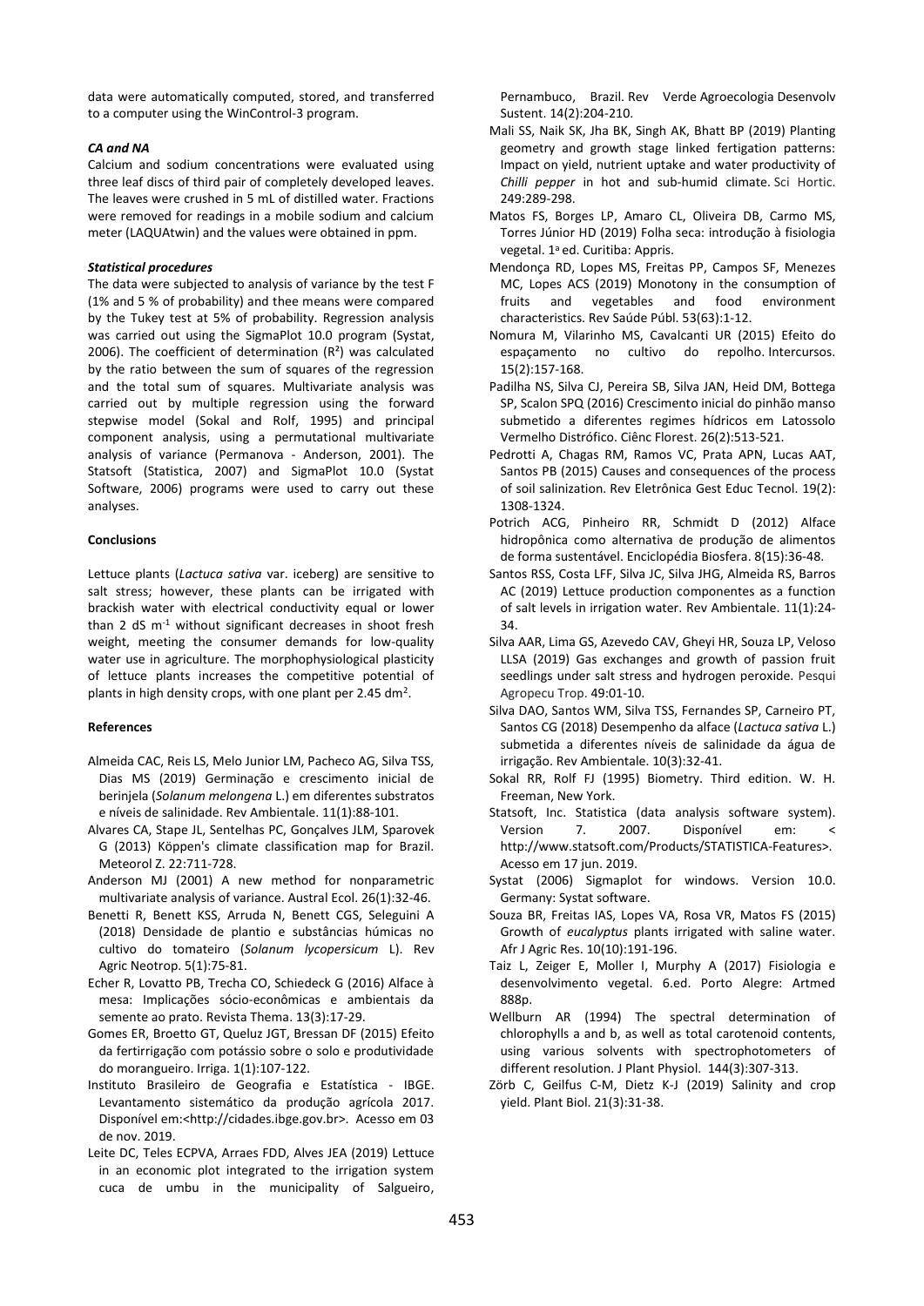data were automatically computed, stored, and transferred to a computer using the WinControl-3 program.

### *CA and NA*

Calcium and sodium concentrations were evaluated using three leaf discs of third pair of completely developed leaves. The leaves were crushed in 5 mL of distilled water. Fractions were removed for readings in a mobile sodium and calcium meter (LAQUAtwin) and the values were obtained in ppm.

### *Statistical procedures*

The data were subjected to analysis of variance by the test F (1% and 5 % of probability) and thee means were compared by the Tukey test at 5% of probability. Regression analysis was carried out using the SigmaPlot 10.0 program (Systat, 2006). The coefficient of determination ($R^2$) was calculated by the ratio between the sum of squares of the regression and the total sum of squares. Multivariate analysis was carried out by multiple regression using the forward stepwise model (Sokal and Rolf, 1995) and principal component analysis, using a permutational multivariate analysis of variance (Permanova - Anderson, 2001). The Statsoft (Statistica, 2007) and SigmaPlot 10.0 (Systat Software, 2006) programs were used to carry out these analyses.

## Conclusions

Lettuce plants (*Lactuca sativa* var. iceberg) are sensitive to salt stress; however, these plants can be irrigated with brackish water with electrical conductivity equal or lower than 2 dS $m^{-1}$ without significant decreases in shoot fresh weight, meeting the consumer demands for low-quality water use in agriculture. The morphophysiological plasticity of lettuce plants increases the competitive potential of plants in high density crops, with one plant per 2.45 $dm^2$.

## References

Almeida CAC, Reis LS, Melo Junior LM, Pacheco AG, Silva TSS, Dias MS (2019) Germinação e crescimento inicial de berinjela (*Solanum melongena* L.) em diferentes substratos e níveis de salinidade. Rev Ambientale. 11(1):88-101.

Alvares CA, Stape JL, Sentelhas PC, Gonçalves JLM, Sparovek G (2013) Köppen's climate classification map for Brazil. Meteorol Z. 22:711-728.

Anderson MJ (2001) A new method for nonparametric multivariate analysis of variance. Austral Ecol. 26(1):32-46.

Benetti R, Benett KSS, Arruda N, Benett CGS, Seleguini A (2018) Densidade de plantio e substâncias húmicas no cultivo do tomateiro (*Solanum lycopersicum* L). Rev Agric Neotrop. 5(1):75-81.

Echer R, Lovatto PB, Trecha CO, Schiedeck G (2016) Alface à mesa: Implicações sócio-econômicas e ambientais da semente ao prato. Revista Thema. 13(3):17-29.

Gomes ER, Broetto GT, Queluz JGT, Bressan DF (2015) Efeito da fertirrigação com potássio sobre o solo e produtividade do morangueiro. Irriga. 1(1):107-122.

Instituto Brasileiro de Geografia e Estatística - IBGE. Levantamento sistemático da produção agrícola 2017. Disponível em:<http://cidades.ibge.gov.br>. Acesso em 03 de nov. 2019.

Leite DC, Teles ECPVA, Arraes FDD, Alves JEA (2019) Lettuce in an economic plot integrated to the irrigation system cuca de umbu in the municipality of Salgueiro, Pernambuco, Brazil. Rev Verde Agroecologia Desenvolv Sustent. 14(2):204-210.

Mali SS, Naik SK, Jha BK, Singh AK, Bhatt BP (2019) Planting geometry and growth stage linked fertigation patterns: Impact on yield, nutrient uptake and water productivity of *Chilli pepper* in hot and sub-humid climate. Sci Hortic. 249:289-298.

Matos FS, Borges LP, Amaro CL, Oliveira DB, Carmo MS, Torres Júnior HD (2019) Folha seca: introdução à fisiologia vegetal. 1ª ed. Curitiba: Appris.

Mendonça RD, Lopes MS, Freitas PP, Campos SF, Menezes MC, Lopes ACS (2019) Monotony in the consumption of fruits and vegetables and food environment characteristics. Rev Saúde Públ. 53(63):1-12.

Nomura M, Vilarinho MS, Cavalcanti UR (2015) Efeito do espaçamento no cultivo do repolho. Intercursos. 15(2):157-168.

Padilha NS, Silva CJ, Pereira SB, Silva JAN, Heid DM, Bottega SP, Scalon SPQ (2016) Crescimento inicial do pinhão manso submetido a diferentes regimes hídricos em Latossolo Vermelho Distrófico. Ciênc Florest. 26(2):513-521.

Pedrotti A, Chagas RM, Ramos VC, Prata APN, Lucas AAT, Santos PB (2015) Causes and consequences of the process of soil salinization. Rev Eletrônica Gest Educ Tecnol. 19(2): 1308-1324.

Potrich ACG, Pinheiro RR, Schmidt D (2012) Alface hidropônica como alternativa de produção de alimentos de forma sustentável. Enciclopédia Biosfera. 8(15):36-48.

Santos RSS, Costa LFF, Silva JC, Silva JHG, Almeida RS, Barros AC (2019) Lettuce production componentes as a function of salt levels in irrigation water. Rev Ambientale. 11(1):24-34.

Silva AAR, Lima GS, Azevedo CAV, Gheyi HR, Souza LP, Veloso LLSA (2019) Gas exchanges and growth of passion fruit seedlings under salt stress and hydrogen peroxide. Pesqui Agropecu Trop. 49:01-10.

Silva DAO, Santos WM, Silva TSS, Fernandes SP, Carneiro PT, Santos CG (2018) Desempenho da alface (*Lactuca sativa* L.) submetida a diferentes níveis de salinidade da água de irrigação. Rev Ambientale. 10(3):32-41.

Sokal RR, Rolf FJ (1995) Biometry. Third edition. W. H. Freeman, New York.

Statsoft, Inc. Statistica (data analysis software system). Version 7. 2007. Disponível em: < http://www.statsoft.com/Products/STATISTICA-Features>. Acesso em 17 jun. 2019.

Systat (2006) Sigmaplot for windows. Version 10.0. Germany: Systat software.

Souza BR, Freitas IAS, Lopes VA, Rosa VR, Matos FS (2015) Growth of *eucalyptus* plants irrigated with saline water. Afr J Agric Res. 10(10):191-196.

Taiz L, Zeiger E, Moller I, Murphy A (2017) Fisiologia e desenvolvimento vegetal. 6.ed. Porto Alegre: Artmed 888p.

Wellburn AR (1994) The spectral determination of chlorophylls a and b, as well as total carotenoid contents, using various solvents with spectrophotometers of different resolution. J Plant Physiol. 144(3):307-313.

Zörb C, Geilfus C-M, Dietz K-J (2019) Salinity and crop yield. Plant Biol. 21(3):31-38.